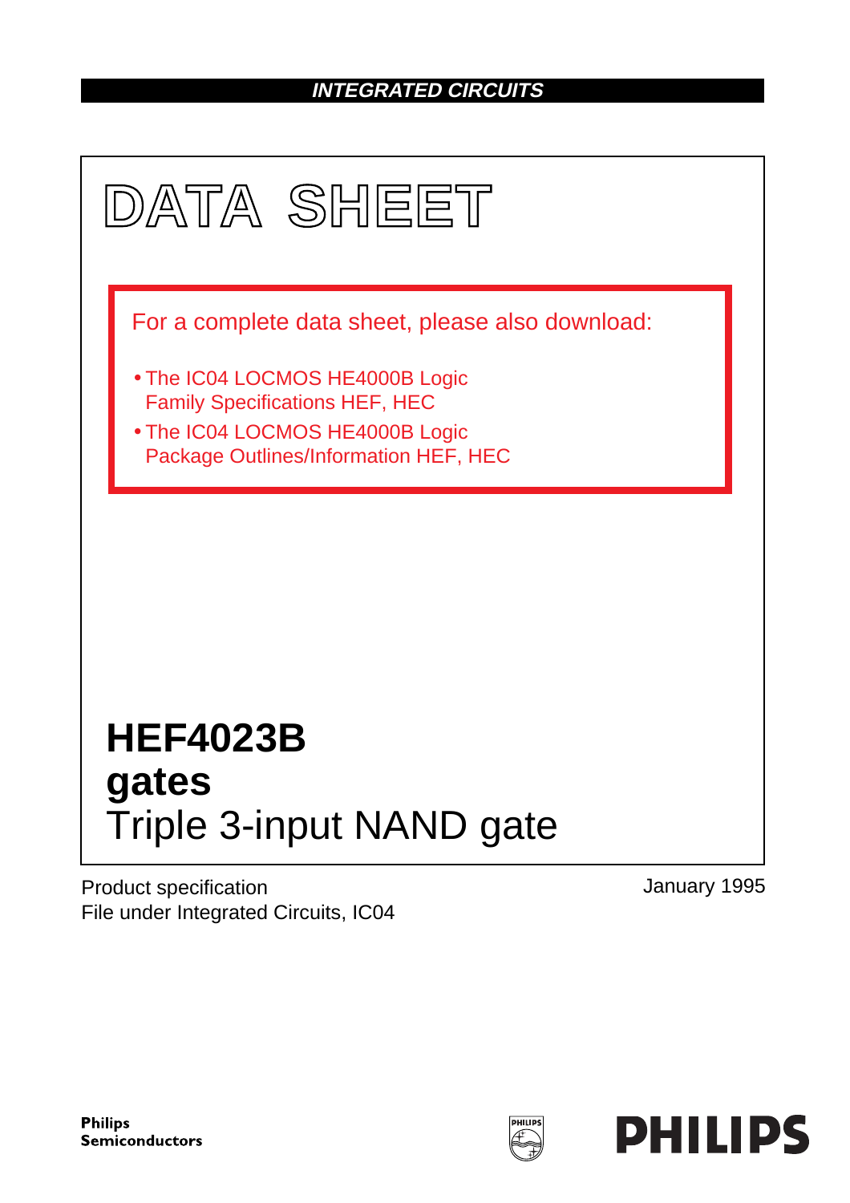**INTEGRATED CIRCUITS**

# DATA SHEET

For a complete data sheet, please also download:

- The IC04 LOCMOS HE4000B Logic Family Specifications HEF, HEC
- The IC04 LOCMOS HE4000B Logic Package Outlines/Information HEF, HEC

## HEF4023B
## gates
## Triple 3-input NAND gate

Product specification
File under Integrated Circuits, IC04

January 1995

**Philips Semiconductors**

**PHILIPS**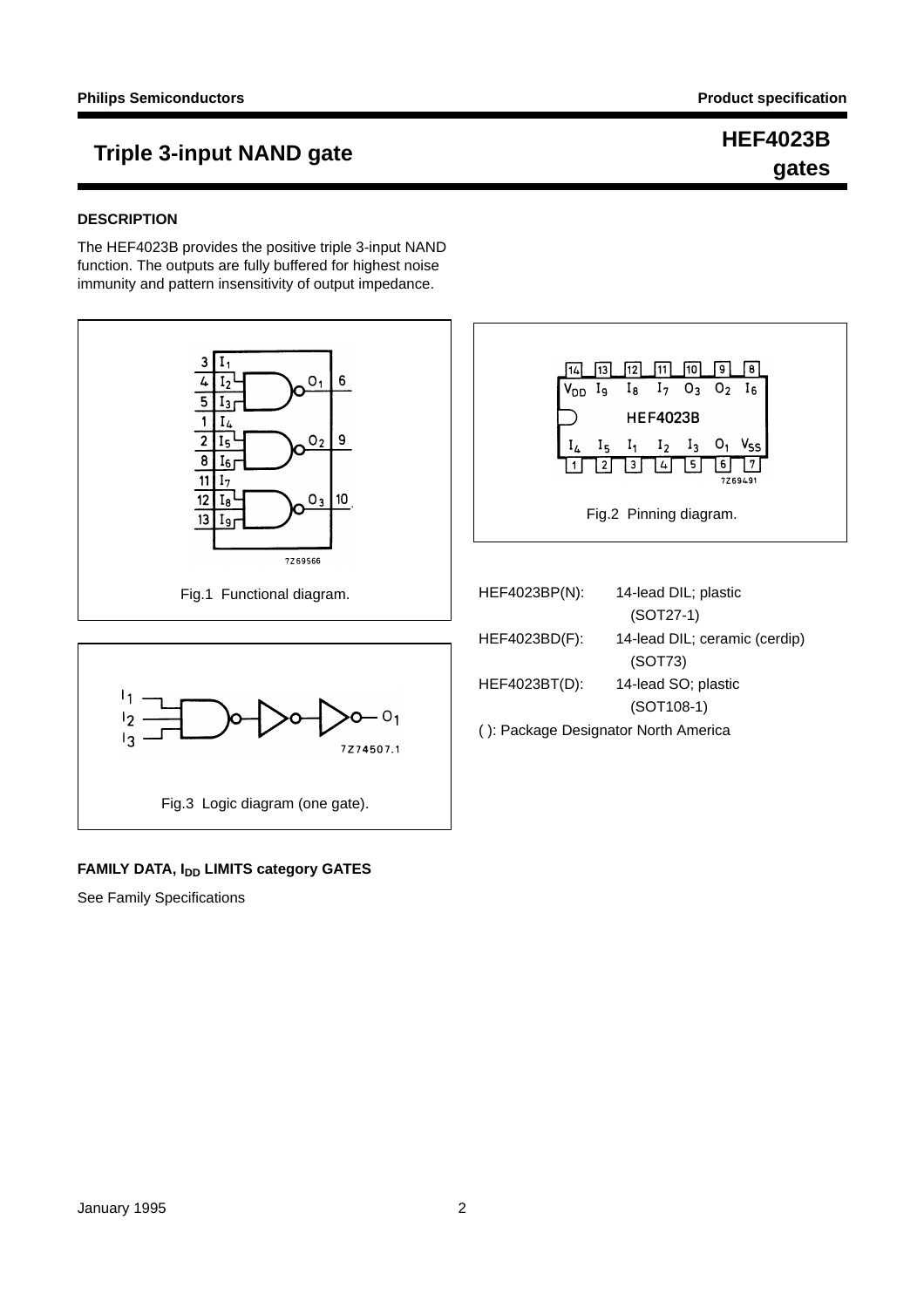# Triple 3-input NAND gate

**HEF4023B**
**gates**

## DESCRIPTION

The HEF4023B provides the positive triple 3-input NAND function. The outputs are fully buffered for highest noise immunity and pattern insensitivity of output impedance.

Fig.1 Functional diagram.

Fig.2 Pinning diagram.

Fig.3 Logic diagram (one gate).

| | |
|---|---|
| HEF4023BP(N): | 14-lead DIL; plastic (SOT27-1) |
| HEF4023BD(F): | 14-lead DIL; ceramic (cerdip) (SOT73) |
| HEF4023BT(D): | 14-lead SO; plastic (SOT108-1) |

( ): Package Designator North America

## FAMILY DATA, $I_{DD}$ LIMITS category GATES

See Family Specifications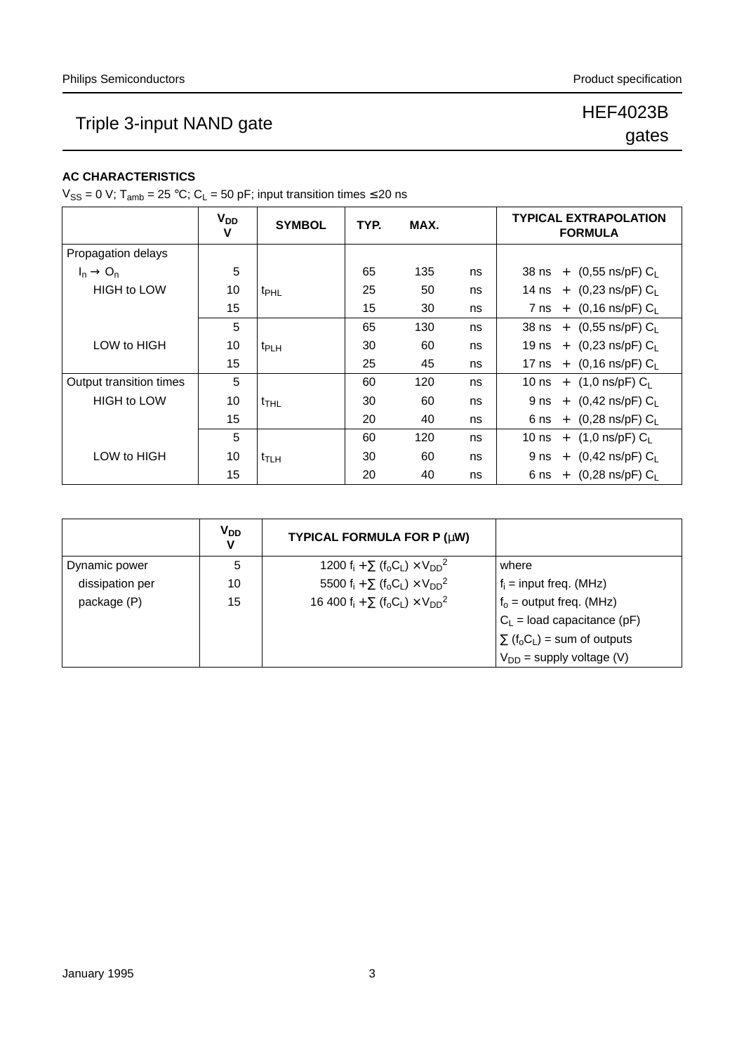# Triple 3-input NAND gate

## HEF4023B gates

### AC CHARACTERISTICS

$V_{SS}$ = 0 V; $T_{amb}$ = 25 °C; $C_L$ = 50 pF; input transition times ≤ 20 ns

| | $V_{DD}$ V | SYMBOL | TYP. | MAX. | | TYPICAL EXTRAPOLATION FORMULA |
|---|---|---|---|---|---|---|
| Propagation delays | | | | | | |
| $I_n \rightarrow O_n$ | 5 | | 65 | 135 | ns | 38 ns + (0,55 ns/pF) $C_L$ |
| HIGH to LOW | 10 | $t_{PHL}$ | 25 | 50 | ns | 14 ns + (0,23 ns/pF) $C_L$ |
| | 15 | | 15 | 30 | ns | 7 ns + (0,16 ns/pF) $C_L$ |
| | 5 | | 65 | 130 | ns | 38 ns + (0,55 ns/pF) $C_L$ |
| LOW to HIGH | 10 | $t_{PLH}$ | 30 | 60 | ns | 19 ns + (0,23 ns/pF) $C_L$ |
| | 15 | | 25 | 45 | ns | 17 ns + (0,16 ns/pF) $C_L$ |
| Output transition times | 5 | | 60 | 120 | ns | 10 ns + (1,0 ns/pF) $C_L$ |
| HIGH to LOW | 10 | $t_{THL}$ | 30 | 60 | ns | 9 ns + (0,42 ns/pF) $C_L$ |
| | 15 | | 20 | 40 | ns | 6 ns + (0,28 ns/pF) $C_L$ |
| | 5 | | 60 | 120 | ns | 10 ns + (1,0 ns/pF) $C_L$ |
| LOW to HIGH | 10 | $t_{TLH}$ | 30 | 60 | ns | 9 ns + (0,42 ns/pF) $C_L$ |
| | 15 | | 20 | 40 | ns | 6 ns + (0,28 ns/pF) $C_L$ |

| | $V_{DD}$ V | TYPICAL FORMULA FOR P (μW) | |
|---|---|---|---|
| Dynamic power | 5 | $1200\ f_i + \sum (f_o C_L) \times V_{DD}^2$ | where |
| dissipation per | 10 | $5500\ f_i + \sum (f_o C_L) \times V_{DD}^2$ | $f_i$ = input freq. (MHz) |
| package (P) | 15 | $16\ 400\ f_i + \sum (f_o C_L) \times V_{DD}^2$ | $f_o$ = output freq. (MHz) |
| | | | $C_L$ = load capacitance (pF) |
| | | | $\sum (f_o C_L)$ = sum of outputs |
| | | | $V_{DD}$ = supply voltage (V) |